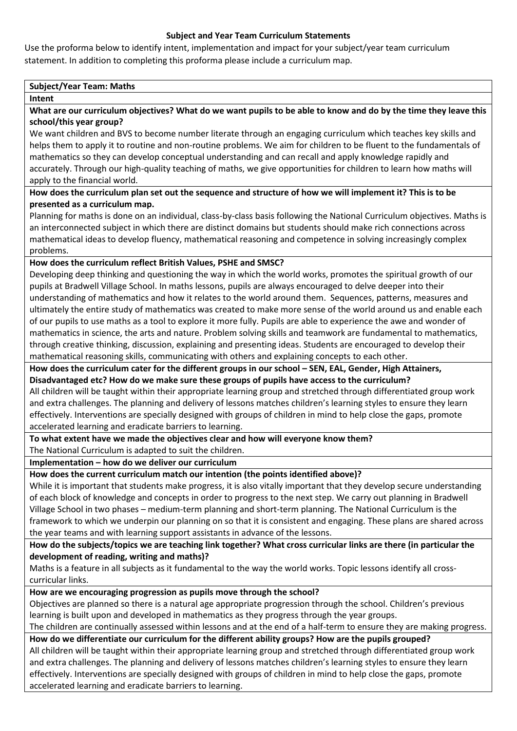## Subject and Year Team Curriculum Statements

Use the proforma below to identify intent, implementation and impact for your subject/year team curriculum statement. In addition to completing this proforma please include a curriculum map.

**Subject/Year Team: Maths**

**Intent**

**What are our curriculum objectives? What do we want pupils to be able to know and do by the time they leave this school/this year group?**

We want children and BVS to become number literate through an engaging curriculum which teaches key skills and helps them to apply it to routine and non-routine problems. We aim for children to be fluent to the fundamentals of mathematics so they can develop conceptual understanding and can recall and apply knowledge rapidly and accurately. Through our high-quality teaching of maths, we give opportunities for children to learn how maths will apply to the financial world.

**How does the curriculum plan set out the sequence and structure of how we will implement it? This is to be presented as a curriculum map.**

Planning for maths is done on an individual, class-by-class basis following the National Curriculum objectives. Maths is an interconnected subject in which there are distinct domains but students should make rich connections across mathematical ideas to develop fluency, mathematical reasoning and competence in solving increasingly complex problems.

**How does the curriculum reflect British Values, PSHE and SMSC?**

Developing deep thinking and questioning the way in which the world works, promotes the spiritual growth of our pupils at Bradwell Village School. In maths lessons, pupils are always encouraged to delve deeper into their understanding of mathematics and how it relates to the world around them. Sequences, patterns, measures and ultimately the entire study of mathematics was created to make more sense of the world around us and enable each of our pupils to use maths as a tool to explore it more fully. Pupils are able to experience the awe and wonder of mathematics in science, the arts and nature. Problem solving skills and teamwork are fundamental to mathematics, through creative thinking, discussion, explaining and presenting ideas. Students are encouraged to develop their mathematical reasoning skills, communicating with others and explaining concepts to each other.

**How does the curriculum cater for the different groups in our school – SEN, EAL, Gender, High Attainers, Disadvantaged etc? How do we make sure these groups of pupils have access to the curriculum?**

All children will be taught within their appropriate learning group and stretched through differentiated group work and extra challenges. The planning and delivery of lessons matches children's learning styles to ensure they learn effectively. Interventions are specially designed with groups of children in mind to help close the gaps, promote accelerated learning and eradicate barriers to learning.

**To what extent have we made the objectives clear and how will everyone know them?**

The National Curriculum is adapted to suit the children.

**Implementation – how do we deliver our curriculum**

**How does the current curriculum match our intention (the points identified above)?**

While it is important that students make progress, it is also vitally important that they develop secure understanding of each block of knowledge and concepts in order to progress to the next step. We carry out planning in Bradwell Village School in two phases – medium-term planning and short-term planning. The National Curriculum is the framework to which we underpin our planning on so that it is consistent and engaging. These plans are shared across the year teams and with learning support assistants in advance of the lessons.

**How do the subjects/topics we are teaching link together? What cross curricular links are there (in particular the development of reading, writing and maths)?**

Maths is a feature in all subjects as it fundamental to the way the world works. Topic lessons identify all cross-curricular links.

**How are we encouraging progression as pupils move through the school?**

Objectives are planned so there is a natural age appropriate progression through the school. Children's previous learning is built upon and developed in mathematics as they progress through the year groups.

The children are continually assessed within lessons and at the end of a half-term to ensure they are making progress.

**How do we differentiate our curriculum for the different ability groups? How are the pupils grouped?**

All children will be taught within their appropriate learning group and stretched through differentiated group work and extra challenges. The planning and delivery of lessons matches children's learning styles to ensure they learn effectively. Interventions are specially designed with groups of children in mind to help close the gaps, promote accelerated learning and eradicate barriers to learning.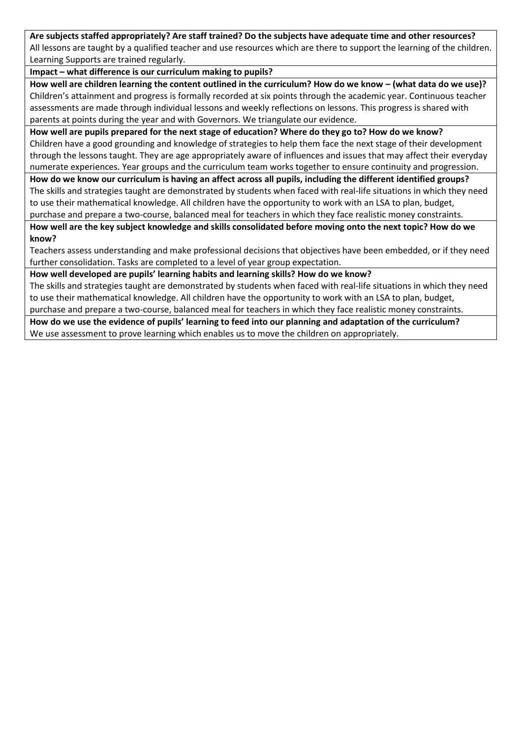**Are subjects staffed appropriately? Are staff trained? Do the subjects have adequate time and other resources?**

All lessons are taught by a qualified teacher and use resources which are there to support the learning of the children. Learning Supports are trained regularly.

**Impact – what difference is our curriculum making to pupils?**

**How well are children learning the content outlined in the curriculum? How do we know – (what data do we use)?**

Children's attainment and progress is formally recorded at six points through the academic year. Continuous teacher assessments are made through individual lessons and weekly reflections on lessons. This progress is shared with parents at points during the year and with Governors. We triangulate our evidence.

**How well are pupils prepared for the next stage of education? Where do they go to? How do we know?**

Children have a good grounding and knowledge of strategies to help them face the next stage of their development through the lessons taught. They are age appropriately aware of influences and issues that may affect their everyday numerate experiences. Year groups and the curriculum team works together to ensure continuity and progression.

**How do we know our curriculum is having an affect across all pupils, including the different identified groups?**

The skills and strategies taught are demonstrated by students when faced with real-life situations in which they need to use their mathematical knowledge. All children have the opportunity to work with an LSA to plan, budget, purchase and prepare a two-course, balanced meal for teachers in which they face realistic money constraints.

**How well are the key subject knowledge and skills consolidated before moving onto the next topic? How do we know?**

Teachers assess understanding and make professional decisions that objectives have been embedded, or if they need further consolidation. Tasks are completed to a level of year group expectation.

**How well developed are pupils' learning habits and learning skills? How do we know?**

The skills and strategies taught are demonstrated by students when faced with real-life situations in which they need to use their mathematical knowledge. All children have the opportunity to work with an LSA to plan, budget, purchase and prepare a two-course, balanced meal for teachers in which they face realistic money constraints.

**How do we use the evidence of pupils' learning to feed into our planning and adaptation of the curriculum?**

We use assessment to prove learning which enables us to move the children on appropriately.